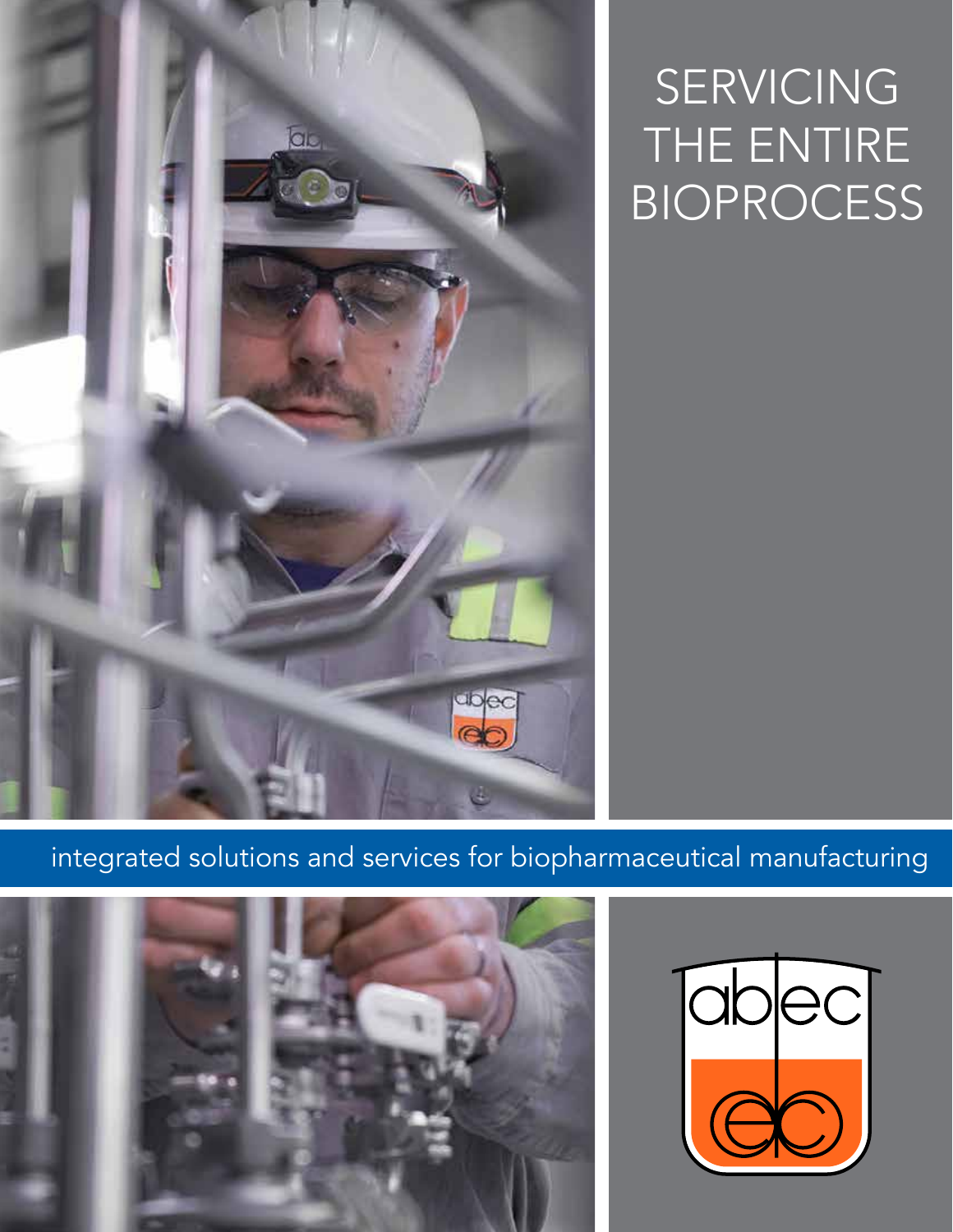# SERVICING THE ENTIRE BIOPROCESS

integrated solutions and services for biopharmaceutical manufacturing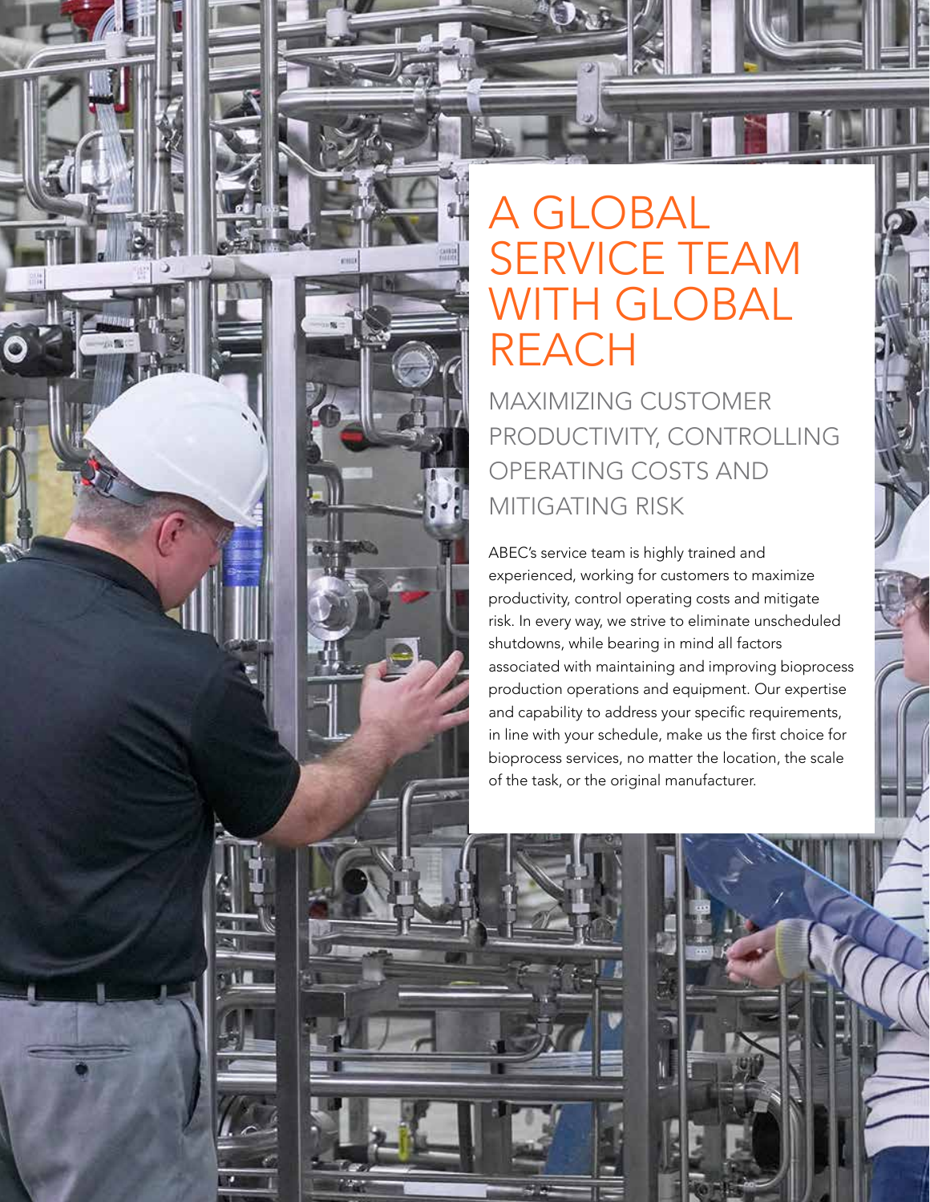# A GLOBAL SERVICE TEAM WITH GLOBAL REACH

## MAXIMIZING CUSTOMER PRODUCTIVITY, CONTROLLING OPERATING COSTS AND MITIGATING RISK

ABEC's service team is highly trained and experienced, working for customers to maximize productivity, control operating costs and mitigate risk. In every way, we strive to eliminate unscheduled shutdowns, while bearing in mind all factors associated with maintaining and improving bioprocess production operations and equipment. Our expertise and capability to address your specific requirements, in line with your schedule, make us the first choice for bioprocess services, no matter the location, the scale of the task, or the original manufacturer.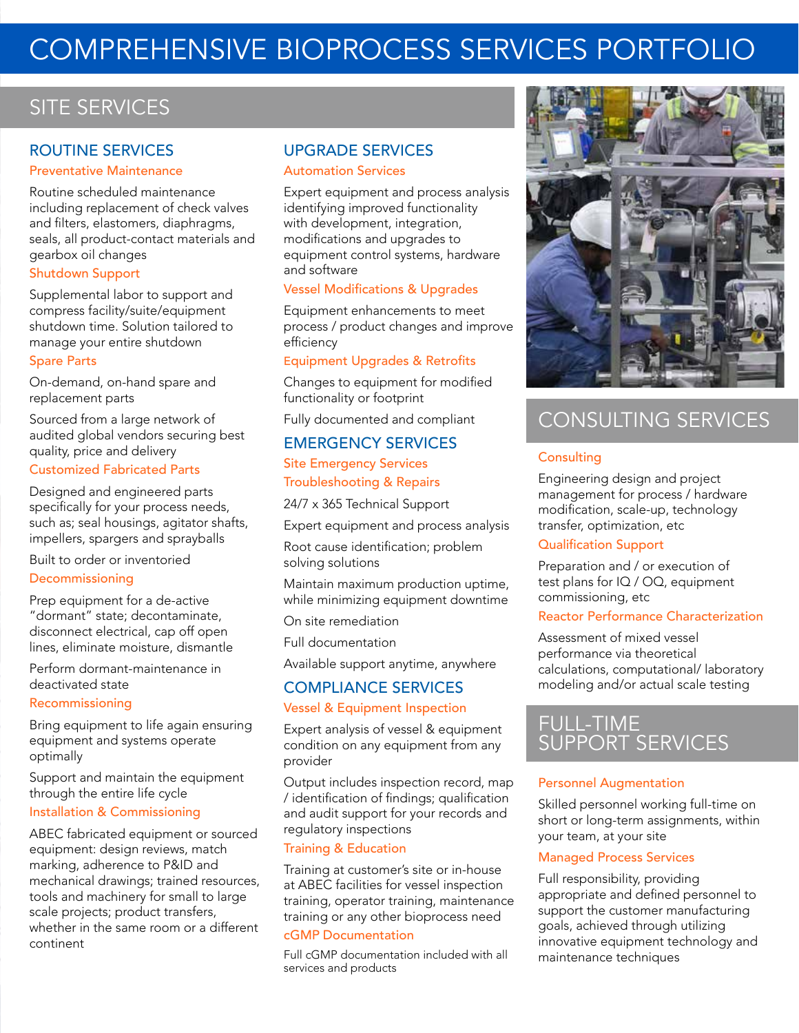# COMPREHENSIVE BIOPROCESS SERVICES PORTFOLIO

## SITE SERVICES

### ROUTINE SERVICES

#### Preventative Maintenance

Routine scheduled maintenance including replacement of check valves and filters, elastomers, diaphragms, seals, all product-contact materials and gearbox oil changes

#### Shutdown Support

Supplemental labor to support and compress facility/suite/equipment shutdown time. Solution tailored to manage your entire shutdown

#### Spare Parts

On-demand, on-hand spare and replacement parts

Sourced from a large network of audited global vendors securing best quality, price and delivery

#### Customized Fabricated Parts

Designed and engineered parts specifically for your process needs, such as; seal housings, agitator shafts, impellers, spargers and sprayballs

Built to order or inventoried

#### Decommissioning

Prep equipment for a de-active "dormant" state; decontaminate, disconnect electrical, cap off open lines, eliminate moisture, dismantle

Perform dormant-maintenance in deactivated state

#### Recommissioning

Bring equipment to life again ensuring equipment and systems operate optimally

Support and maintain the equipment through the entire life cycle

#### Installation & Commissioning

ABEC fabricated equipment or sourced equipment: design reviews, match marking, adherence to P&ID and mechanical drawings; trained resources, tools and machinery for small to large scale projects; product transfers, whether in the same room or a different continent

### UPGRADE SERVICES

#### Automation Services

Expert equipment and process analysis identifying improved functionality with development, integration, modifications and upgrades to equipment control systems, hardware and software

#### Vessel Modifications & Upgrades

Equipment enhancements to meet process / product changes and improve efficiency

#### Equipment Upgrades & Retrofits

Changes to equipment for modified functionality or footprint

Fully documented and compliant

### EMERGENCY SERVICES

#### Site Emergency Services

#### Troubleshooting & Repairs

24/7 x 365 Technical Support

Expert equipment and process analysis

Root cause identification; problem solving solutions

Maintain maximum production uptime, while minimizing equipment downtime

On site remediation

Full documentation

Available support anytime, anywhere

### COMPLIANCE SERVICES

#### Vessel & Equipment Inspection

Expert analysis of vessel & equipment condition on any equipment from any provider

Output includes inspection record, map / identification of findings; qualification and audit support for your records and regulatory inspections

#### Training & Education

Training at customer's site or in-house at ABEC facilities for vessel inspection training, operator training, maintenance training or any other bioprocess need

#### cGMP Documentation

Full cGMP documentation included with all services and products

## CONSULTING SERVICES

#### Consulting

Engineering design and project management for process / hardware modification, scale-up, technology transfer, optimization, etc

#### Qualification Support

Preparation and / or execution of test plans for IQ / OQ, equipment commissioning, etc

#### Reactor Performance Characterization

Assessment of mixed vessel performance via theoretical calculations, computational/ laboratory modeling and/or actual scale testing

## FULL-TIME SUPPORT SERVICES

#### Personnel Augmentation

Skilled personnel working full-time on short or long-term assignments, within your team, at your site

#### Managed Process Services

Full responsibility, providing appropriate and defined personnel to support the customer manufacturing goals, achieved through utilizing innovative equipment technology and maintenance techniques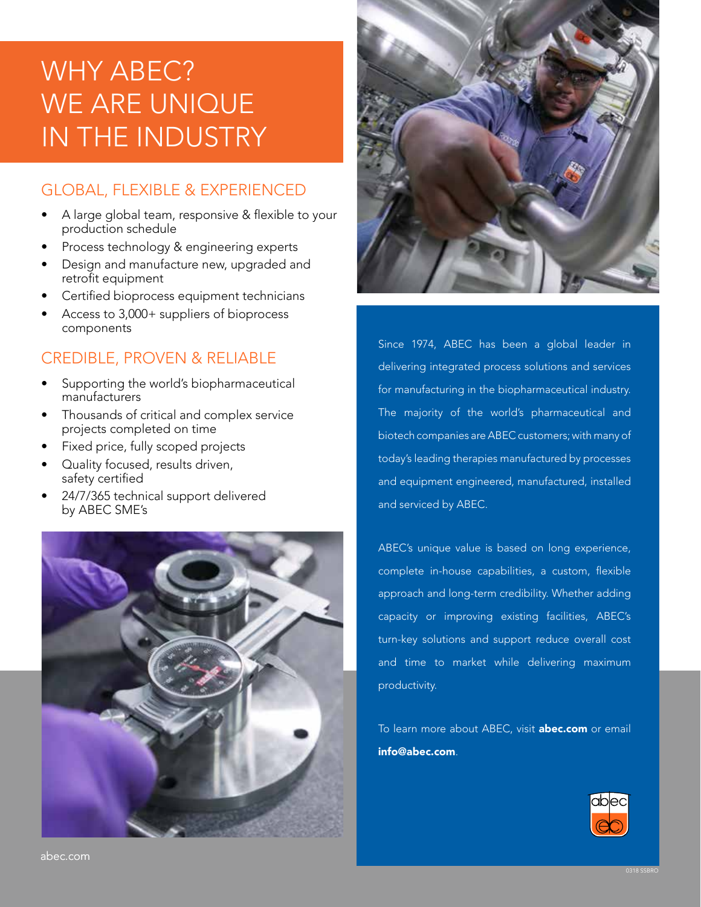# WHY ABEC? WE ARE UNIQUE IN THE INDUSTRY

## GLOBAL, FLEXIBLE & EXPERIENCED

- A large global team, responsive & flexible to your production schedule
- Process technology & engineering experts
- Design and manufacture new, upgraded and retrofit equipment
- Certified bioprocess equipment technicians
- Access to 3,000+ suppliers of bioprocess components

## CREDIBLE, PROVEN & RELIABLE

- Supporting the world's biopharmaceutical manufacturers
- Thousands of critical and complex service projects completed on time
- Fixed price, fully scoped projects
- Quality focused, results driven, safety certified
- 24/7/365 technical support delivered by ABEC SME's

Since 1974, ABEC has been a global leader in delivering integrated process solutions and services for manufacturing in the biopharmaceutical industry. The majority of the world's pharmaceutical and biotech companies are ABEC customers; with many of today's leading therapies manufactured by processes and equipment engineered, manufactured, installed and serviced by ABEC.

ABEC's unique value is based on long experience, complete in-house capabilities, a custom, flexible approach and long-term credibility. Whether adding capacity or improving existing facilities, ABEC's turn-key solutions and support reduce overall cost and time to market while delivering maximum productivity.

To learn more about ABEC, visit **abec.com** or email **info@abec.com**.

abec.com

0318 SSBRO